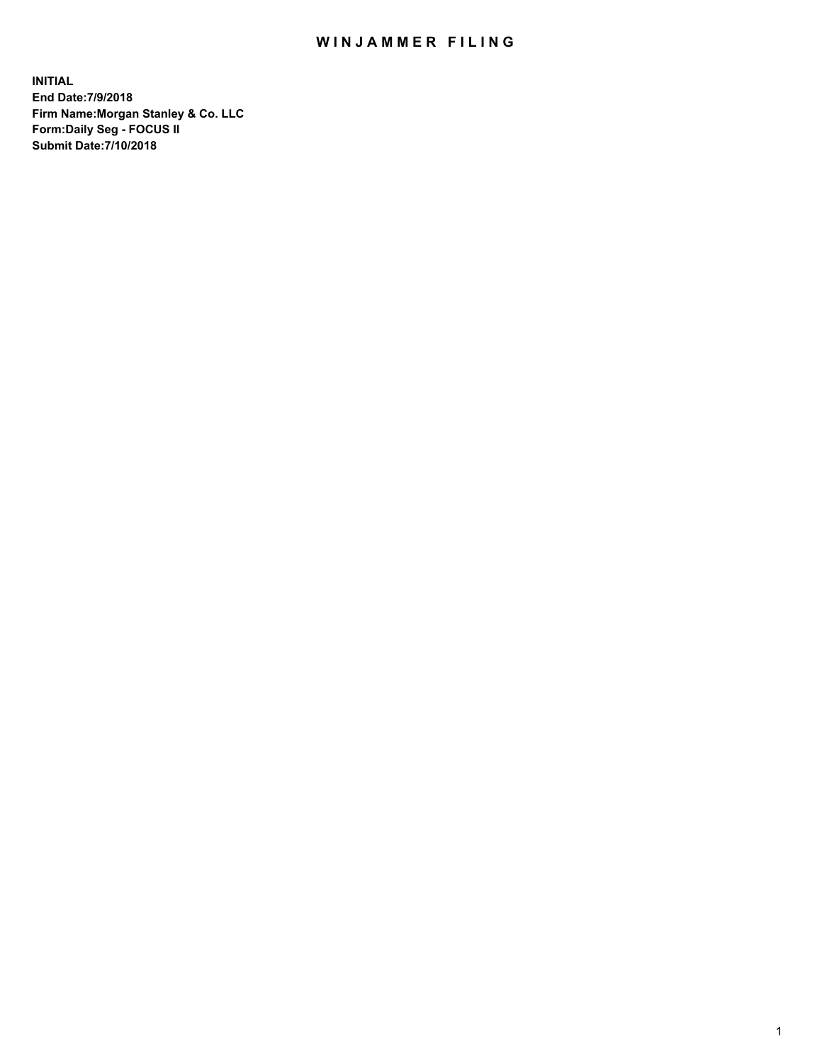# WINJAMMER FILING

**INITIAL**
**End Date:7/9/2018**
**Firm Name:Morgan Stanley & Co. LLC**
**Form:Daily Seg - FOCUS II**
**Submit Date:7/10/2018**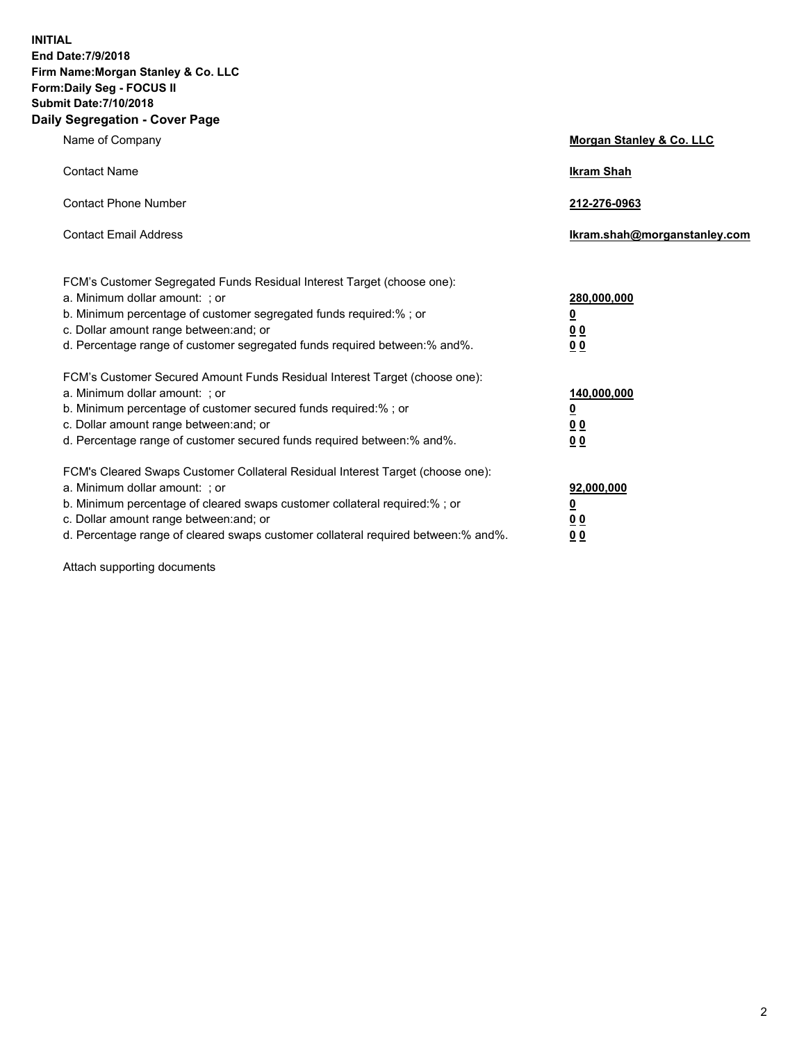**INITIAL**
**End Date:7/9/2018**
**Firm Name:Morgan Stanley & Co. LLC**
**Form:Daily Seg - FOCUS II**
**Submit Date:7/10/2018**

## Daily Segregation - Cover Page

| | |
|---|---|
| Name of Company | **Morgan Stanley & Co. LLC** |
| Contact Name | **Ikram Shah** |
| Contact Phone Number | **212-276-0963** |
| Contact Email Address | **Ikram.shah@morganstanley.com** |

| | |
|---|---|
| FCM's Customer Segregated Funds Residual Interest Target (choose one): | |
| a. Minimum dollar amount: ; or | **280,000,000** |
| b. Minimum percentage of customer segregated funds required:% ; or | **0** |
| c. Dollar amount range between:and; or | **0 0** |
| d. Percentage range of customer segregated funds required between:% and%. | **0 0** |
| FCM's Customer Secured Amount Funds Residual Interest Target (choose one): | |
| a. Minimum dollar amount: ; or | **140,000,000** |
| b. Minimum percentage of customer secured funds required:% ; or | **0** |
| c. Dollar amount range between:and; or | **0 0** |
| d. Percentage range of customer secured funds required between:% and%. | **0 0** |
| FCM's Cleared Swaps Customer Collateral Residual Interest Target (choose one): | |
| a. Minimum dollar amount: ; or | **92,000,000** |
| b. Minimum percentage of cleared swaps customer collateral required:% ; or | **0** |
| c. Dollar amount range between:and; or | **0 0** |
| d. Percentage range of cleared swaps customer collateral required between:% and%. | **0 0** |

Attach supporting documents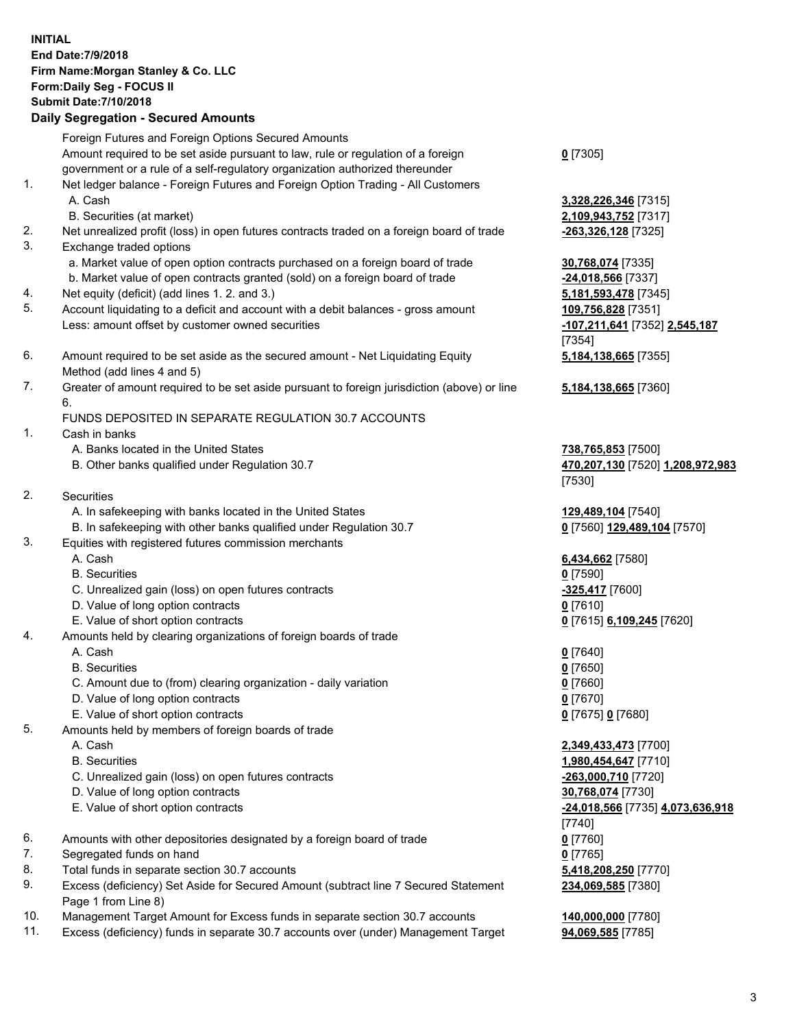**INITIAL**
**End Date:7/9/2018**
**Firm Name:Morgan Stanley & Co. LLC**
**Form:Daily Seg - FOCUS II**
**Submit Date:7/10/2018**

## Daily Segregation - Secured Amounts

| | | |
|---|---|---|
| | Foreign Futures and Foreign Options Secured Amounts | |
| | Amount required to be set aside pursuant to law, rule or regulation of a foreign government or a rule of a self-regulatory organization authorized thereunder | **0** [7305] |
| 1. | Net ledger balance - Foreign Futures and Foreign Option Trading - All Customers | |
| | A. Cash | **3,328,226,346** [7315] |
| | B. Securities (at market) | **2,109,943,752** [7317] |
| 2. | Net unrealized profit (loss) in open futures contracts traded on a foreign board of trade | **-263,326,128** [7325] |
| 3. | Exchange traded options | |
| | a. Market value of open option contracts purchased on a foreign board of trade | **30,768,074** [7335] |
| | b. Market value of open contracts granted (sold) on a foreign board of trade | **-24,018,566** [7337] |
| 4. | Net equity (deficit) (add lines 1. 2. and 3.) | **5,181,593,478** [7345] |
| 5. | Account liquidating to a deficit and account with a debit balances - gross amount | **109,756,828** [7351] |
| | Less: amount offset by customer owned securities | **-107,211,641** [7352] **2,545,187** [7354] |
| 6. | Amount required to be set aside as the secured amount - Net Liquidating Equity Method (add lines 4 and 5) | **5,184,138,665** [7355] |
| 7. | Greater of amount required to be set aside pursuant to foreign jurisdiction (above) or line 6. | **5,184,138,665** [7360] |
| | FUNDS DEPOSITED IN SEPARATE REGULATION 30.7 ACCOUNTS | |
| 1. | Cash in banks | |
| | A. Banks located in the United States | **738,765,853** [7500] |
| | B. Other banks qualified under Regulation 30.7 | **470,207,130** [7520] **1,208,972,983** [7530] |
| 2. | Securities | |
| | A. In safekeeping with banks located in the United States | **129,489,104** [7540] |
| | B. In safekeeping with other banks qualified under Regulation 30.7 | **0** [7560] **129,489,104** [7570] |
| 3. | Equities with registered futures commission merchants | |
| | A. Cash | **6,434,662** [7580] |
| | B. Securities | **0** [7590] |
| | C. Unrealized gain (loss) on open futures contracts | **-325,417** [7600] |
| | D. Value of long option contracts | **0** [7610] |
| | E. Value of short option contracts | **0** [7615] **6,109,245** [7620] |
| 4. | Amounts held by clearing organizations of foreign boards of trade | |
| | A. Cash | **0** [7640] |
| | B. Securities | **0** [7650] |
| | C. Amount due to (from) clearing organization - daily variation | **0** [7660] |
| | D. Value of long option contracts | **0** [7670] |
| | E. Value of short option contracts | **0** [7675] **0** [7680] |
| 5. | Amounts held by members of foreign boards of trade | |
| | A. Cash | **2,349,433,473** [7700] |
| | B. Securities | **1,980,454,647** [7710] |
| | C. Unrealized gain (loss) on open futures contracts | **-263,000,710** [7720] |
| | D. Value of long option contracts | **30,768,074** [7730] |
| | E. Value of short option contracts | **-24,018,566** [7735] **4,073,636,918** [7740] |
| 6. | Amounts with other depositories designated by a foreign board of trade | **0** [7760] |
| 7. | Segregated funds on hand | **0** [7765] |
| 8. | Total funds in separate section 30.7 accounts | **5,418,208,250** [7770] |
| 9. | Excess (deficiency) Set Aside for Secured Amount (subtract line 7 Secured Statement Page 1 from Line 8) | **234,069,585** [7380] |
| 10. | Management Target Amount for Excess funds in separate section 30.7 accounts | **140,000,000** [7780] |
| 11. | Excess (deficiency) funds in separate 30.7 accounts over (under) Management Target | **94,069,585** [7785] |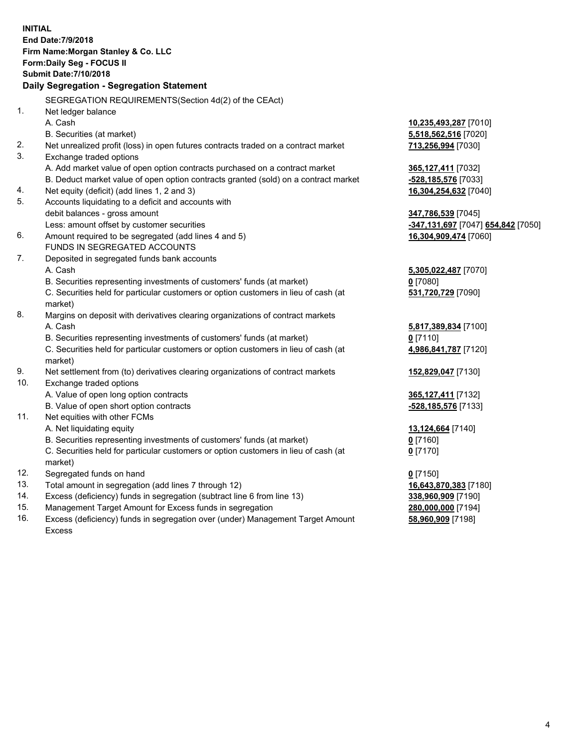**INITIAL**
**End Date:7/9/2018**
**Firm Name:Morgan Stanley & Co. LLC**
**Form:Daily Seg - FOCUS II**
**Submit Date:7/10/2018**

## Daily Segregation - Segregation Statement

| | SEGREGATION REQUIREMENTS(Section 4d(2) of the CEAct) | |
|---|---|---|
| 1. | Net ledger balance | |
| | A. Cash | **10,235,493,287** [7010] |
| | B. Securities (at market) | **5,518,562,516** [7020] |
| 2. | Net unrealized profit (loss) in open futures contracts traded on a contract market | **713,256,994** [7030] |
| 3. | Exchange traded options | |
| | A. Add market value of open option contracts purchased on a contract market | **365,127,411** [7032] |
| | B. Deduct market value of open option contracts granted (sold) on a contract market | **-528,185,576** [7033] |
| 4. | Net equity (deficit) (add lines 1, 2 and 3) | **16,304,254,632** [7040] |
| 5. | Accounts liquidating to a deficit and accounts with debit balances - gross amount | **347,786,539** [7045] |
| | Less: amount offset by customer securities | **-347,131,697** [7047] **654,842** [7050] |
| 6. | Amount required to be segregated (add lines 4 and 5) | **16,304,909,474** [7060] |
| | FUNDS IN SEGREGATED ACCOUNTS | |
| 7. | Deposited in segregated funds bank accounts | |
| | A. Cash | **5,305,022,487** [7070] |
| | B. Securities representing investments of customers' funds (at market) | **0** [7080] |
| | C. Securities held for particular customers or option customers in lieu of cash (at market) | **531,720,729** [7090] |
| 8. | Margins on deposit with derivatives clearing organizations of contract markets | |
| | A. Cash | **5,817,389,834** [7100] |
| | B. Securities representing investments of customers' funds (at market) | **0** [7110] |
| | C. Securities held for particular customers or option customers in lieu of cash (at market) | **4,986,841,787** [7120] |
| 9. | Net settlement from (to) derivatives clearing organizations of contract markets | **152,829,047** [7130] |
| 10. | Exchange traded options | |
| | A. Value of open long option contracts | **365,127,411** [7132] |
| | B. Value of open short option contracts | **-528,185,576** [7133] |
| 11. | Net equities with other FCMs | |
| | A. Net liquidating equity | **13,124,664** [7140] |
| | B. Securities representing investments of customers' funds (at market) | **0** [7160] |
| | C. Securities held for particular customers or option customers in lieu of cash (at market) | **0** [7170] |
| 12. | Segregated funds on hand | **0** [7150] |
| 13. | Total amount in segregation (add lines 7 through 12) | **16,643,870,383** [7180] |
| 14. | Excess (deficiency) funds in segregation (subtract line 6 from line 13) | **338,960,909** [7190] |
| 15. | Management Target Amount for Excess funds in segregation | **280,000,000** [7194] |
| 16. | Excess (deficiency) funds in segregation over (under) Management Target Amount Excess | **58,960,909** [7198] |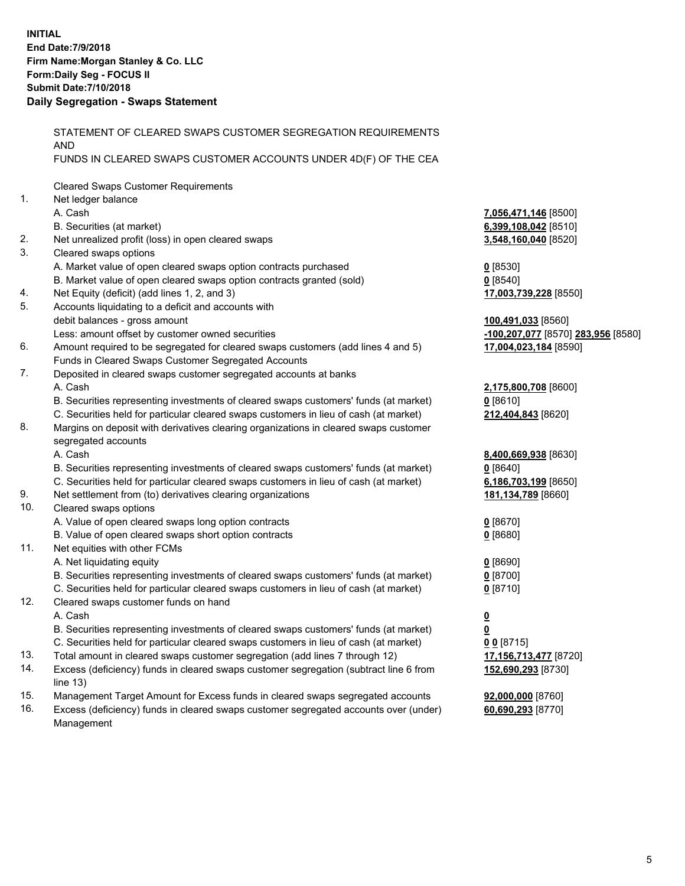**INITIAL**
**End Date:7/9/2018**
**Firm Name:Morgan Stanley & Co. LLC**
**Form:Daily Seg - FOCUS II**
**Submit Date:7/10/2018**
**Daily Segregation - Swaps Statement**

STATEMENT OF CLEARED SWAPS CUSTOMER SEGREGATION REQUIREMENTS AND FUNDS IN CLEARED SWAPS CUSTOMER ACCOUNTS UNDER 4D(F) OF THE CEA

| | | |
|---|---|---|
| | Cleared Swaps Customer Requirements | |
| 1. | Net ledger balance | |
| | A. Cash | **7,056,471,146** [8500] |
| | B. Securities (at market) | **6,399,108,042** [8510] |
| 2. | Net unrealized profit (loss) in open cleared swaps | **3,548,160,040** [8520] |
| 3. | Cleared swaps options | |
| | A. Market value of open cleared swaps option contracts purchased | **0** [8530] |
| | B. Market value of open cleared swaps option contracts granted (sold) | **0** [8540] |
| 4. | Net Equity (deficit) (add lines 1, 2, and 3) | **17,003,739,228** [8550] |
| 5. | Accounts liquidating to a deficit and accounts with debit balances - gross amount | **100,491,033** [8560] |
| | Less: amount offset by customer owned securities | **-100,207,077** [8570] **283,956** [8580] |
| 6. | Amount required to be segregated for cleared swaps customers (add lines 4 and 5) | **17,004,023,184** [8590] |
| | Funds in Cleared Swaps Customer Segregated Accounts | |
| 7. | Deposited in cleared swaps customer segregated accounts at banks | |
| | A. Cash | **2,175,800,708** [8600] |
| | B. Securities representing investments of cleared swaps customers' funds (at market) | **0** [8610] |
| | C. Securities held for particular cleared swaps customers in lieu of cash (at market) | **212,404,843** [8620] |
| 8. | Margins on deposit with derivatives clearing organizations in cleared swaps customer segregated accounts | |
| | A. Cash | **8,400,669,938** [8630] |
| | B. Securities representing investments of cleared swaps customers' funds (at market) | **0** [8640] |
| | C. Securities held for particular cleared swaps customers in lieu of cash (at market) | **6,186,703,199** [8650] |
| 9. | Net settlement from (to) derivatives clearing organizations | **181,134,789** [8660] |
| 10. | Cleared swaps options | |
| | A. Value of open cleared swaps long option contracts | **0** [8670] |
| | B. Value of open cleared swaps short option contracts | **0** [8680] |
| 11. | Net equities with other FCMs | |
| | A. Net liquidating equity | **0** [8690] |
| | B. Securities representing investments of cleared swaps customers' funds (at market) | **0** [8700] |
| | C. Securities held for particular cleared swaps customers in lieu of cash (at market) | **0** [8710] |
| 12. | Cleared swaps customer funds on hand | |
| | A. Cash | **0** |
| | B. Securities representing investments of cleared swaps customers' funds (at market) | **0** |
| | C. Securities held for particular cleared swaps customers in lieu of cash (at market) | **0** **0** [8715] |
| 13. | Total amount in cleared swaps customer segregation (add lines 7 through 12) | **17,156,713,477** [8720] |
| 14. | Excess (deficiency) funds in cleared swaps customer segregation (subtract line 6 from line 13) | **152,690,293** [8730] |
| 15. | Management Target Amount for Excess funds in cleared swaps segregated accounts | **92,000,000** [8760] |
| 16. | Excess (deficiency) funds in cleared swaps customer segregated accounts over (under) Management | **60,690,293** [8770] |